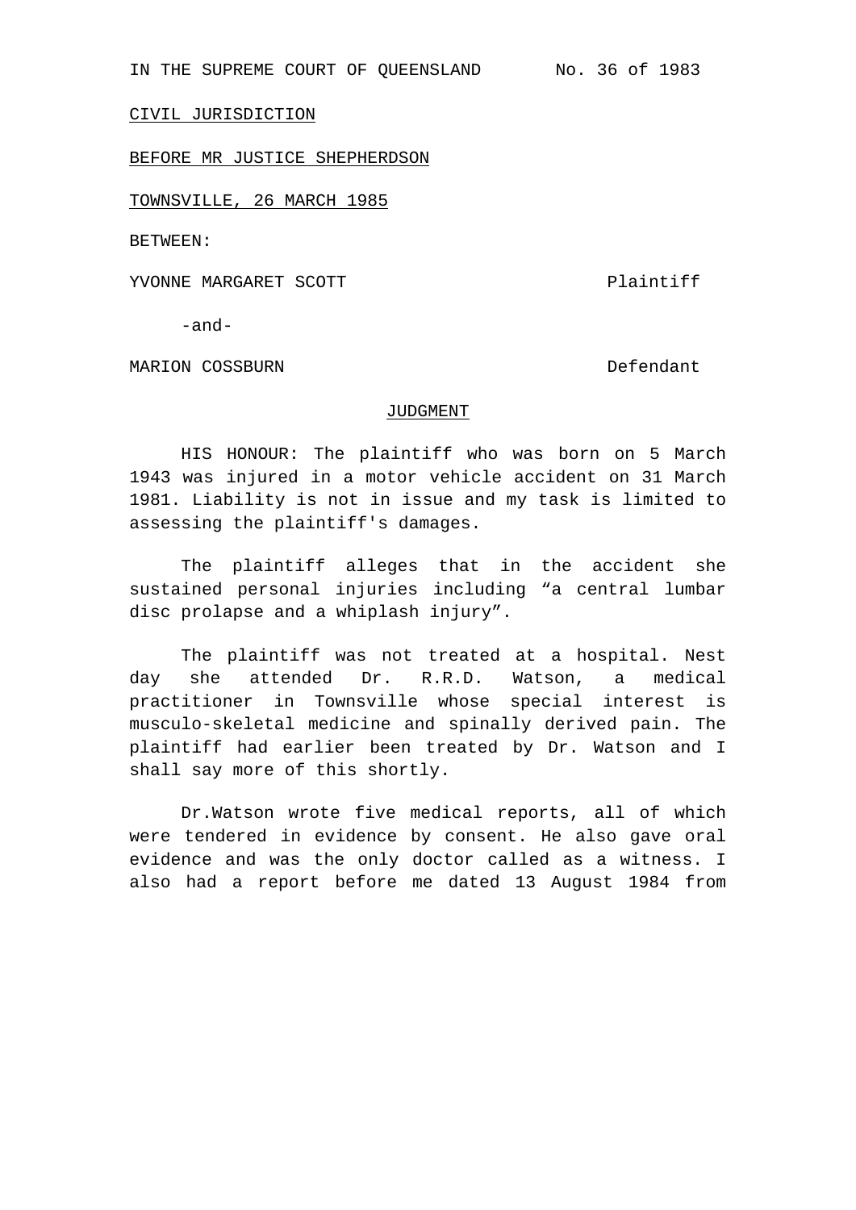IN THE SUPREME COURT OF QUEENSLAND No. 36 of 1983

CIVIL JURISDICTION

BEFORE MR JUSTICE SHEPHERDSON

TOWNSVILLE, 26 MARCH 1985

BETWEEN:

YVONNE MARGARET SCOTT Plaintiff

-and-

MARION COSSBURN Defendant

JUDGMENT

HIS HONOUR: The plaintiff who was born on 5 March 1943 was injured in a motor vehicle accident on 31 March 1981. Liability is not in issue and my task is limited to assessing the plaintiff's damages.

The plaintiff alleges that in the accident she sustained personal injuries including "a central lumbar disc prolapse and a whiplash injury".

The plaintiff was not treated at a hospital. Nest day she attended Dr. R.R.D. Watson, a medical practitioner in Townsville whose special interest is musculo-skeletal medicine and spinally derived pain. The plaintiff had earlier been treated by Dr. Watson and I shall say more of this shortly.

Dr.Watson wrote five medical reports, all of which were tendered in evidence by consent. He also gave oral evidence and was the only doctor called as a witness. I also had a report before me dated 13 August 1984 from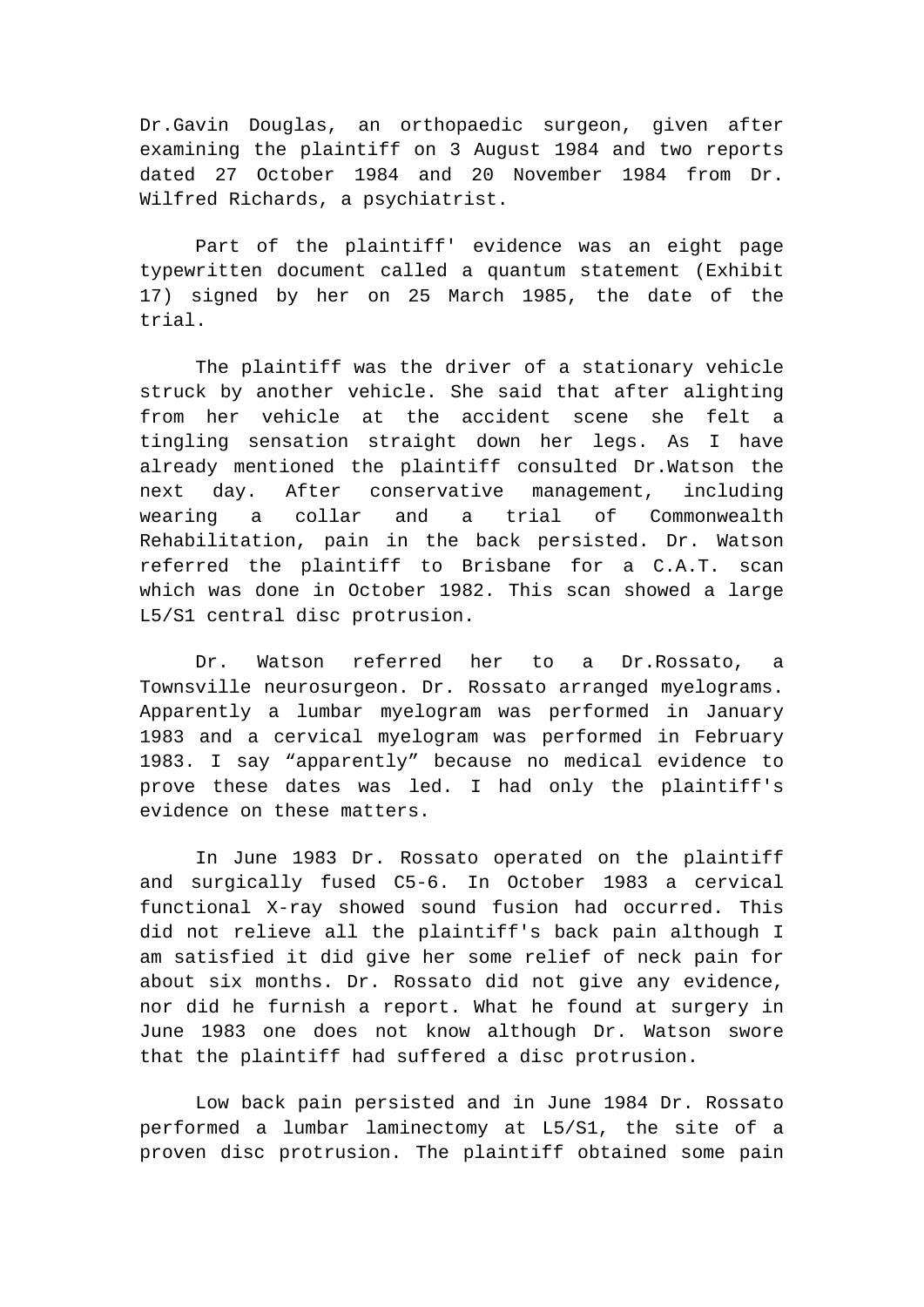Dr.Gavin Douglas, an orthopaedic surgeon, given after examining the plaintiff on 3 August 1984 and two reports dated 27 October 1984 and 20 November 1984 from Dr. Wilfred Richards, a psychiatrist.

Part of the plaintiff' evidence was an eight page typewritten document called a quantum statement (Exhibit 17) signed by her on 25 March 1985, the date of the trial.

The plaintiff was the driver of a stationary vehicle struck by another vehicle. She said that after alighting from her vehicle at the accident scene she felt a tingling sensation straight down her legs. As I have already mentioned the plaintiff consulted Dr.Watson the next day. After conservative management, including wearing a collar and a trial of Commonwealth Rehabilitation, pain in the back persisted. Dr. Watson referred the plaintiff to Brisbane for a C.A.T. scan which was done in October 1982. This scan showed a large L5/S1 central disc protrusion.

Dr. Watson referred her to a Dr.Rossato, a Townsville neurosurgeon. Dr. Rossato arranged myelograms. Apparently a lumbar myelogram was performed in January 1983 and a cervical myelogram was performed in February 1983. I say “apparently” because no medical evidence to prove these dates was led. I had only the plaintiff's evidence on these matters.

In June 1983 Dr. Rossato operated on the plaintiff and surgically fused C5-6. In October 1983 a cervical functional X-ray showed sound fusion had occurred. This did not relieve all the plaintiff's back pain although I am satisfied it did give her some relief of neck pain for about six months. Dr. Rossato did not give any evidence, nor did he furnish a report. What he found at surgery in June 1983 one does not know although Dr. Watson swore that the plaintiff had suffered a disc protrusion.

Low back pain persisted and in June 1984 Dr. Rossato performed a lumbar laminectomy at L5/S1, the site of a proven disc protrusion. The plaintiff obtained some pain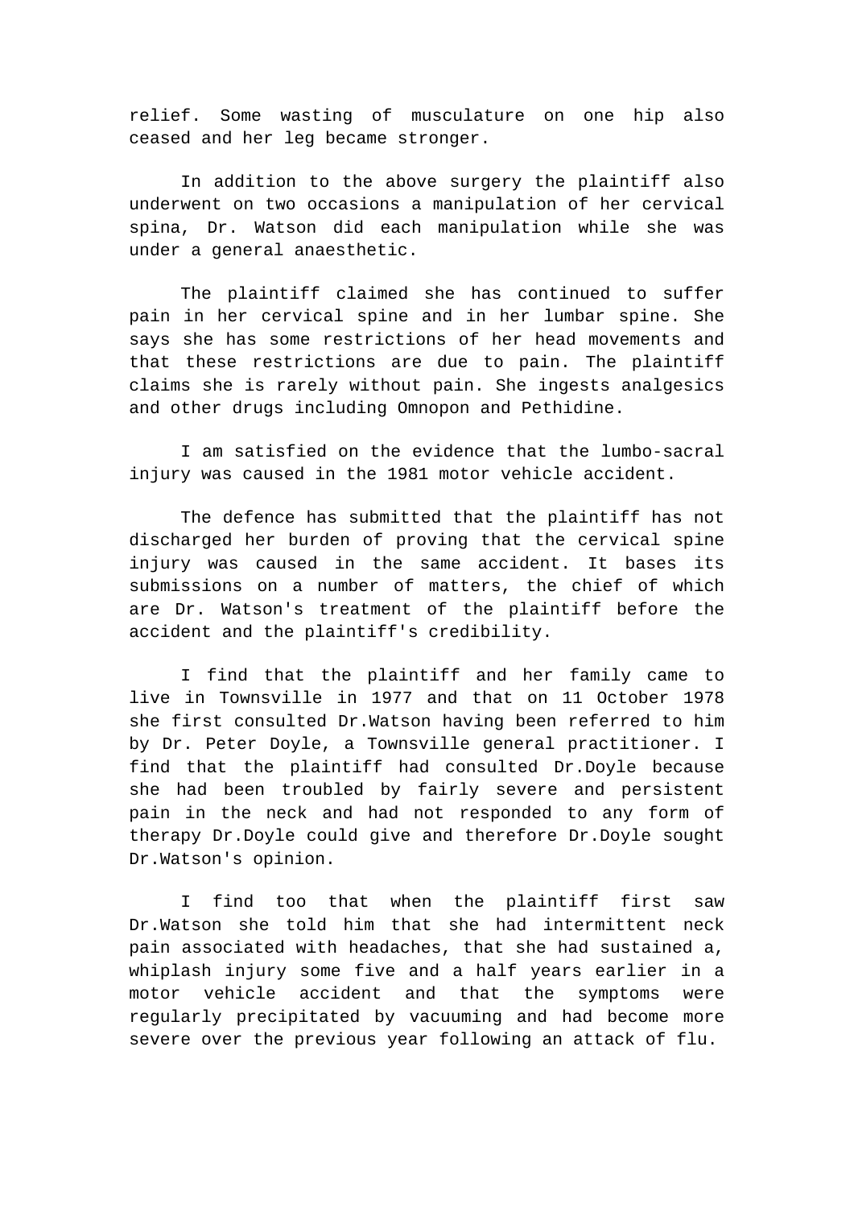relief. Some wasting of musculature on one hip also ceased and her leg became stronger.

In addition to the above surgery the plaintiff also underwent on two occasions a manipulation of her cervical spina, Dr. Watson did each manipulation while she was under a general anaesthetic.

The plaintiff claimed she has continued to suffer pain in her cervical spine and in her lumbar spine. She says she has some restrictions of her head movements and that these restrictions are due to pain. The plaintiff claims she is rarely without pain. She ingests analgesics and other drugs including Omnopon and Pethidine.

I am satisfied on the evidence that the lumbo-sacral injury was caused in the 1981 motor vehicle accident.

The defence has submitted that the plaintiff has not discharged her burden of proving that the cervical spine injury was caused in the same accident. It bases its submissions on a number of matters, the chief of which are Dr. Watson's treatment of the plaintiff before the accident and the plaintiff's credibility.

I find that the plaintiff and her family came to live in Townsville in 1977 and that on 11 October 1978 she first consulted Dr.Watson having been referred to him by Dr. Peter Doyle, a Townsville general practitioner. I find that the plaintiff had consulted Dr.Doyle because she had been troubled by fairly severe and persistent pain in the neck and had not responded to any form of therapy Dr.Doyle could give and therefore Dr.Doyle sought Dr.Watson's opinion.

I find too that when the plaintiff first saw Dr.Watson she told him that she had intermittent neck pain associated with headaches, that she had sustained a, whiplash injury some five and a half years earlier in a motor vehicle accident and that the symptoms were regularly precipitated by vacuuming and had become more severe over the previous year following an attack of flu.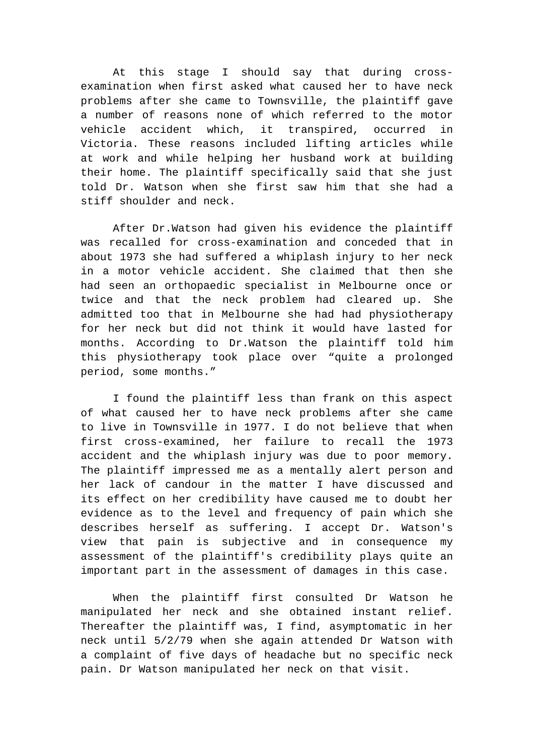At this stage I should say that during cross-examination when first asked what caused her to have neck problems after she came to Townsville, the plaintiff gave a number of reasons none of which referred to the motor vehicle accident which, it transpired, occurred in Victoria. These reasons included lifting articles while at work and while helping her husband work at building their home. The plaintiff specifically said that she just told Dr. Watson when she first saw him that she had a stiff shoulder and neck.

After Dr.Watson had given his evidence the plaintiff was recalled for cross-examination and conceded that in about 1973 she had suffered a whiplash injury to her neck in a motor vehicle accident. She claimed that then she had seen an orthopaedic specialist in Melbourne once or twice and that the neck problem had cleared up. She admitted too that in Melbourne she had had physiotherapy for her neck but did not think it would have lasted for months. According to Dr.Watson the plaintiff told him this physiotherapy took place over “quite a prolonged period, some months.”

I found the plaintiff less than frank on this aspect of what caused her to have neck problems after she came to live in Townsville in 1977. I do not believe that when first cross-examined, her failure to recall the 1973 accident and the whiplash injury was due to poor memory. The plaintiff impressed me as a mentally alert person and her lack of candour in the matter I have discussed and its effect on her credibility have caused me to doubt her evidence as to the level and frequency of pain which she describes herself as suffering. I accept Dr. Watson's view that pain is subjective and in consequence my assessment of the plaintiff's credibility plays quite an important part in the assessment of damages in this case.

When the plaintiff first consulted Dr Watson he manipulated her neck and she obtained instant relief. Thereafter the plaintiff was, I find, asymptomatic in her neck until 5/2/79 when she again attended Dr Watson with a complaint of five days of headache but no specific neck pain. Dr Watson manipulated her neck on that visit.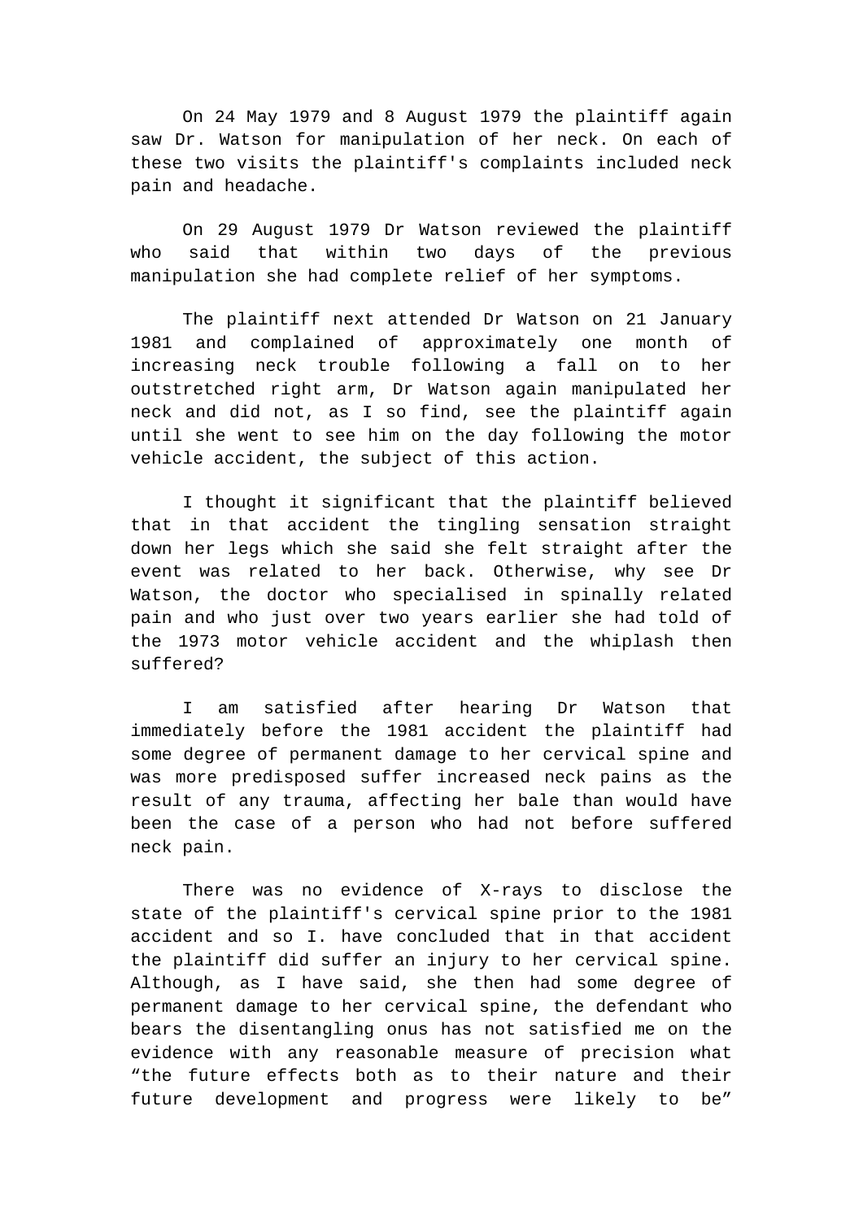On 24 May 1979 and 8 August 1979 the plaintiff again saw Dr. Watson for manipulation of her neck. On each of these two visits the plaintiff's complaints included neck pain and headache.

On 29 August 1979 Dr Watson reviewed the plaintiff who said that within two days of the previous manipulation she had complete relief of her symptoms.

The plaintiff next attended Dr Watson on 21 January 1981 and complained of approximately one month of increasing neck trouble following a fall on to her outstretched right arm, Dr Watson again manipulated her neck and did not, as I so find, see the plaintiff again until she went to see him on the day following the motor vehicle accident, the subject of this action.

I thought it significant that the plaintiff believed that in that accident the tingling sensation straight down her legs which she said she felt straight after the event was related to her back. Otherwise, why see Dr Watson, the doctor who specialised in spinally related pain and who just over two years earlier she had told of the 1973 motor vehicle accident and the whiplash then suffered?

I am satisfied after hearing Dr Watson that immediately before the 1981 accident the plaintiff had some degree of permanent damage to her cervical spine and was more predisposed suffer increased neck pains as the result of any trauma, affecting her bale than would have been the case of a person who had not before suffered neck pain.

There was no evidence of X-rays to disclose the state of the plaintiff's cervical spine prior to the 1981 accident and so I. have concluded that in that accident the plaintiff did suffer an injury to her cervical spine. Although, as I have said, she then had some degree of permanent damage to her cervical spine, the defendant who bears the disentangling onus has not satisfied me on the evidence with any reasonable measure of precision what "the future effects both as to their nature and their future development and progress were likely to be"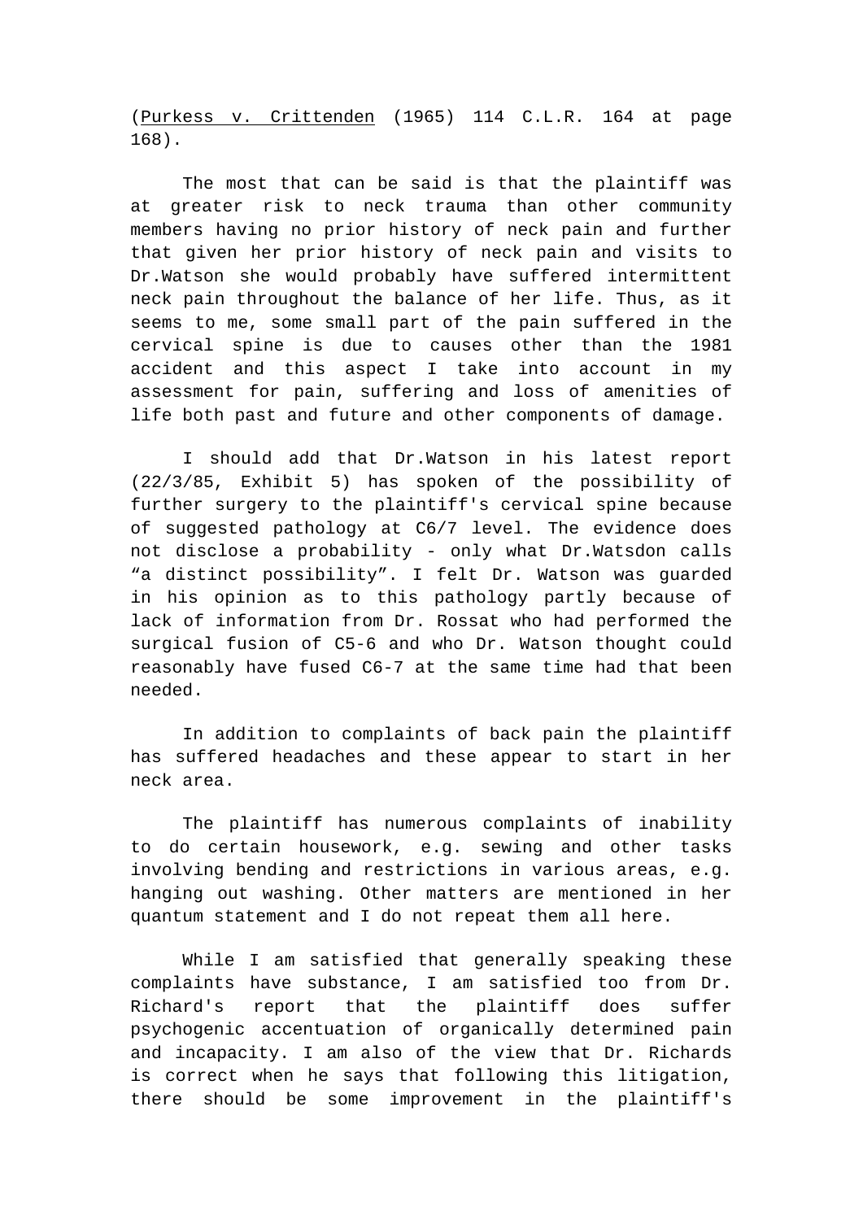(Purkess v. Crittenden (1965) 114 C.L.R. 164 at page 168).

The most that can be said is that the plaintiff was at greater risk to neck trauma than other community members having no prior history of neck pain and further that given her prior history of neck pain and visits to Dr.Watson she would probably have suffered intermittent neck pain throughout the balance of her life. Thus, as it seems to me, some small part of the pain suffered in the cervical spine is due to causes other than the 1981 accident and this aspect I take into account in my assessment for pain, suffering and loss of amenities of life both past and future and other components of damage.

I should add that Dr.Watson in his latest report (22/3/85, Exhibit 5) has spoken of the possibility of further surgery to the plaintiff's cervical spine because of suggested pathology at C6/7 level. The evidence does not disclose a probability - only what Dr.Watsdon calls "a distinct possibility". I felt Dr. Watson was guarded in his opinion as to this pathology partly because of lack of information from Dr. Rossat who had performed the surgical fusion of C5-6 and who Dr. Watson thought could reasonably have fused C6-7 at the same time had that been needed.

In addition to complaints of back pain the plaintiff has suffered headaches and these appear to start in her neck area.

The plaintiff has numerous complaints of inability to do certain housework, e.g. sewing and other tasks involving bending and restrictions in various areas, e.g. hanging out washing. Other matters are mentioned in her quantum statement and I do not repeat them all here.

While I am satisfied that generally speaking these complaints have substance, I am satisfied too from Dr. Richard's report that the plaintiff does suffer psychogenic accentuation of organically determined pain and incapacity. I am also of the view that Dr. Richards is correct when he says that following this litigation, there should be some improvement in the plaintiff's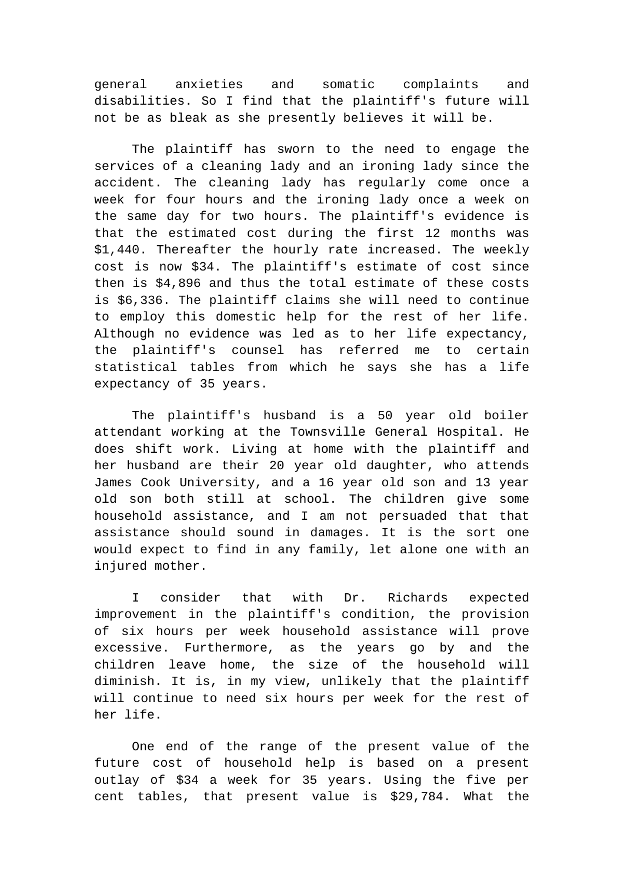general anxieties and somatic complaints and disabilities. So I find that the plaintiff's future will not be as bleak as she presently believes it will be.

The plaintiff has sworn to the need to engage the services of a cleaning lady and an ironing lady since the accident. The cleaning lady has regularly come once a week for four hours and the ironing lady once a week on the same day for two hours. The plaintiff's evidence is that the estimated cost during the first 12 months was $1,440. Thereafter the hourly rate increased. The weekly cost is now $34. The plaintiff's estimate of cost since then is $4,896 and thus the total estimate of these costs is $6,336. The plaintiff claims she will need to continue to employ this domestic help for the rest of her life. Although no evidence was led as to her life expectancy, the plaintiff's counsel has referred me to certain statistical tables from which he says she has a life expectancy of 35 years.

The plaintiff's husband is a 50 year old boiler attendant working at the Townsville General Hospital. He does shift work. Living at home with the plaintiff and her husband are their 20 year old daughter, who attends James Cook University, and a 16 year old son and 13 year old son both still at school. The children give some household assistance, and I am not persuaded that that assistance should sound in damages. It is the sort one would expect to find in any family, let alone one with an injured mother.

I consider that with Dr. Richards expected improvement in the plaintiff's condition, the provision of six hours per week household assistance will prove excessive. Furthermore, as the years go by and the children leave home, the size of the household will diminish. It is, in my view, unlikely that the plaintiff will continue to need six hours per week for the rest of her life.

One end of the range of the present value of the future cost of household help is based on a present outlay of $34 a week for 35 years. Using the five per cent tables, that present value is $29,784. What the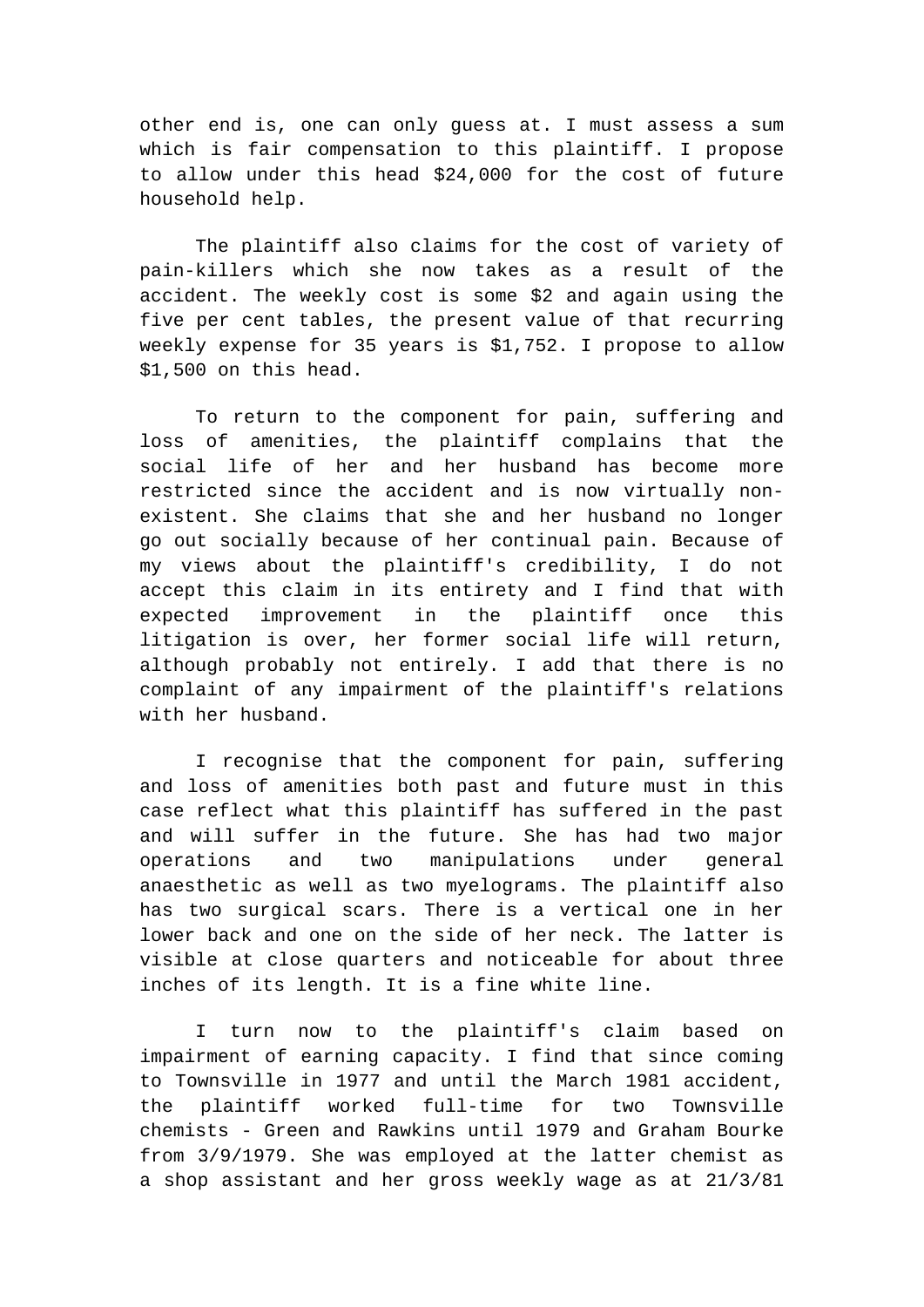other end is, one can only guess at. I must assess a sum which is fair compensation to this plaintiff. I propose to allow under this head $24,000 for the cost of future household help.

The plaintiff also claims for the cost of variety of pain-killers which she now takes as a result of the accident. The weekly cost is some $2 and again using the five per cent tables, the present value of that recurring weekly expense for 35 years is $1,752. I propose to allow $1,500 on this head.

To return to the component for pain, suffering and loss of amenities, the plaintiff complains that the social life of her and her husband has become more restricted since the accident and is now virtually non-existent. She claims that she and her husband no longer go out socially because of her continual pain. Because of my views about the plaintiff's credibility, I do not accept this claim in its entirety and I find that with expected improvement in the plaintiff once this litigation is over, her former social life will return, although probably not entirely. I add that there is no complaint of any impairment of the plaintiff's relations with her husband.

I recognise that the component for pain, suffering and loss of amenities both past and future must in this case reflect what this plaintiff has suffered in the past and will suffer in the future. She has had two major operations and two manipulations under general anaesthetic as well as two myelograms. The plaintiff also has two surgical scars. There is a vertical one in her lower back and one on the side of her neck. The latter is visible at close quarters and noticeable for about three inches of its length. It is a fine white line.

I turn now to the plaintiff's claim based on impairment of earning capacity. I find that since coming to Townsville in 1977 and until the March 1981 accident, the plaintiff worked full-time for two Townsville chemists - Green and Rawkins until 1979 and Graham Bourke from 3/9/1979. She was employed at the latter chemist as a shop assistant and her gross weekly wage as at 21/3/81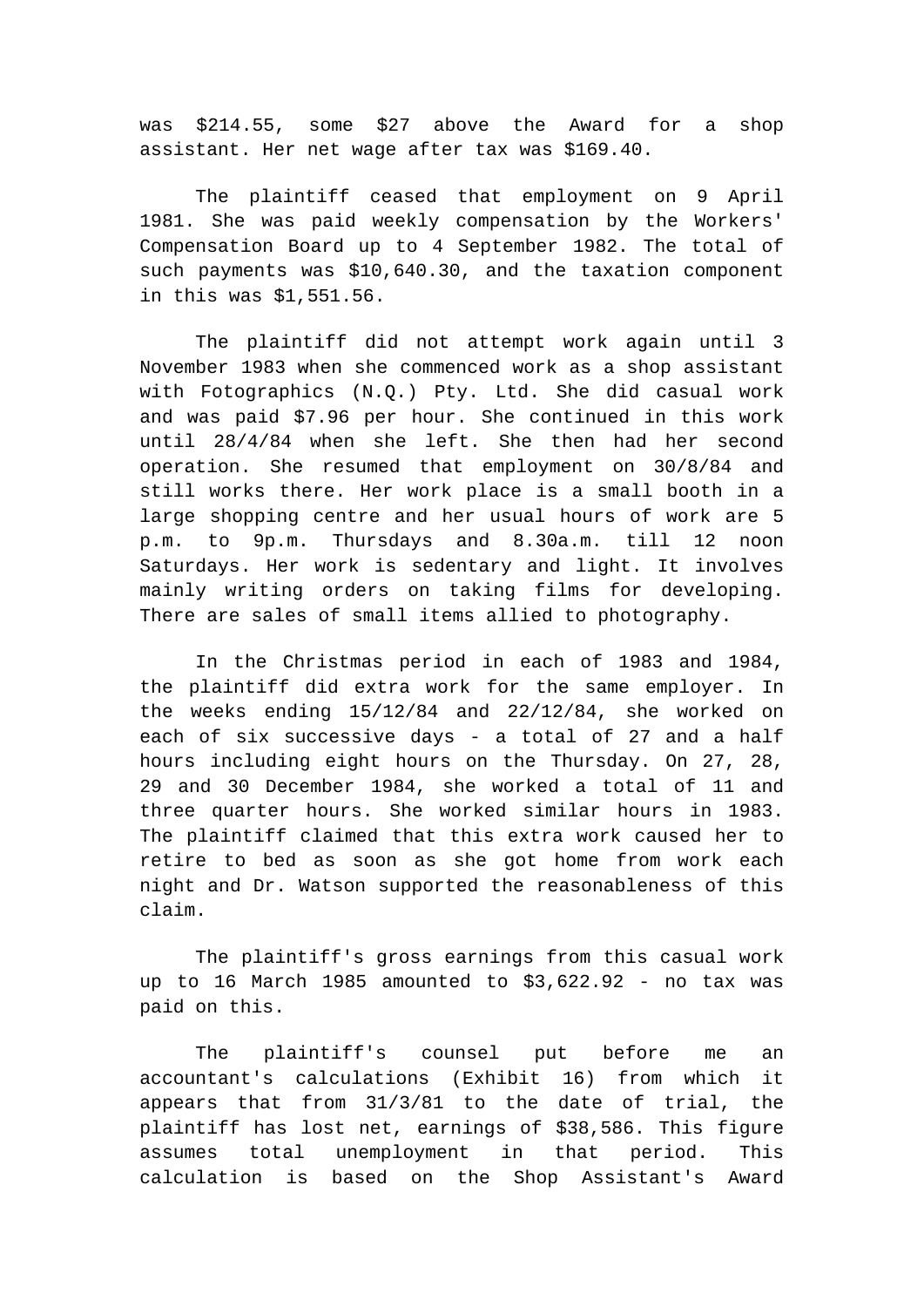was $214.55, some $27 above the Award for a shop assistant. Her net wage after tax was $169.40.

The plaintiff ceased that employment on 9 April 1981. She was paid weekly compensation by the Workers' Compensation Board up to 4 September 1982. The total of such payments was $10,640.30, and the taxation component in this was $1,551.56.

The plaintiff did not attempt work again until 3 November 1983 when she commenced work as a shop assistant with Fotographics (N.Q.) Pty. Ltd. She did casual work and was paid $7.96 per hour. She continued in this work until 28/4/84 when she left. She then had her second operation. She resumed that employment on 30/8/84 and still works there. Her work place is a small booth in a large shopping centre and her usual hours of work are 5 p.m. to 9p.m. Thursdays and 8.30a.m. till 12 noon Saturdays. Her work is sedentary and light. It involves mainly writing orders on taking films for developing. There are sales of small items allied to photography.

In the Christmas period in each of 1983 and 1984, the plaintiff did extra work for the same employer. In the weeks ending 15/12/84 and 22/12/84, she worked on each of six successive days - a total of 27 and a half hours including eight hours on the Thursday. On 27, 28, 29 and 30 December 1984, she worked a total of 11 and three quarter hours. She worked similar hours in 1983. The plaintiff claimed that this extra work caused her to retire to bed as soon as she got home from work each night and Dr. Watson supported the reasonableness of this claim.

The plaintiff's gross earnings from this casual work up to 16 March 1985 amounted to $3,622.92 - no tax was paid on this.

The plaintiff's counsel put before me an accountant's calculations (Exhibit 16) from which it appears that from 31/3/81 to the date of trial, the plaintiff has lost net, earnings of $38,586. This figure assumes total unemployment in that period. This calculation is based on the Shop Assistant's Award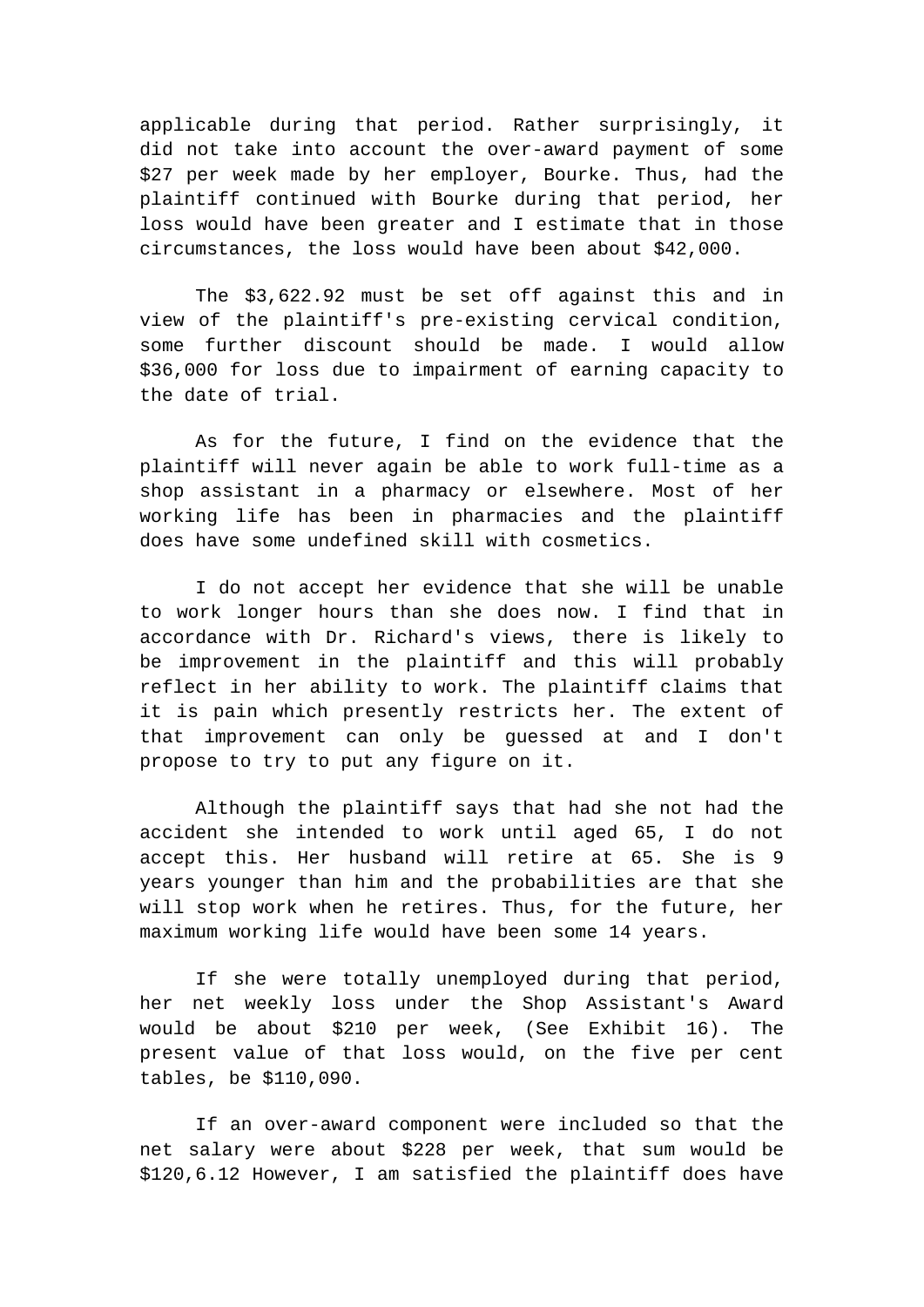applicable during that period. Rather surprisingly, it did not take into account the over-award payment of some $27 per week made by her employer, Bourke. Thus, had the plaintiff continued with Bourke during that period, her loss would have been greater and I estimate that in those circumstances, the loss would have been about $42,000.

The $3,622.92 must be set off against this and in view of the plaintiff's pre-existing cervical condition, some further discount should be made. I would allow $36,000 for loss due to impairment of earning capacity to the date of trial.

As for the future, I find on the evidence that the plaintiff will never again be able to work full-time as a shop assistant in a pharmacy or elsewhere. Most of her working life has been in pharmacies and the plaintiff does have some undefined skill with cosmetics.

I do not accept her evidence that she will be unable to work longer hours than she does now. I find that in accordance with Dr. Richard's views, there is likely to be improvement in the plaintiff and this will probably reflect in her ability to work. The plaintiff claims that it is pain which presently restricts her. The extent of that improvement can only be guessed at and I don't propose to try to put any figure on it.

Although the plaintiff says that had she not had the accident she intended to work until aged 65, I do not accept this. Her husband will retire at 65. She is 9 years younger than him and the probabilities are that she will stop work when he retires. Thus, for the future, her maximum working life would have been some 14 years.

If she were totally unemployed during that period, her net weekly loss under the Shop Assistant's Award would be about $210 per week, (See Exhibit 16). The present value of that loss would, on the five per cent tables, be $110,090.

If an over-award component were included so that the net salary were about $228 per week, that sum would be $120,6.12 However, I am satisfied the plaintiff does have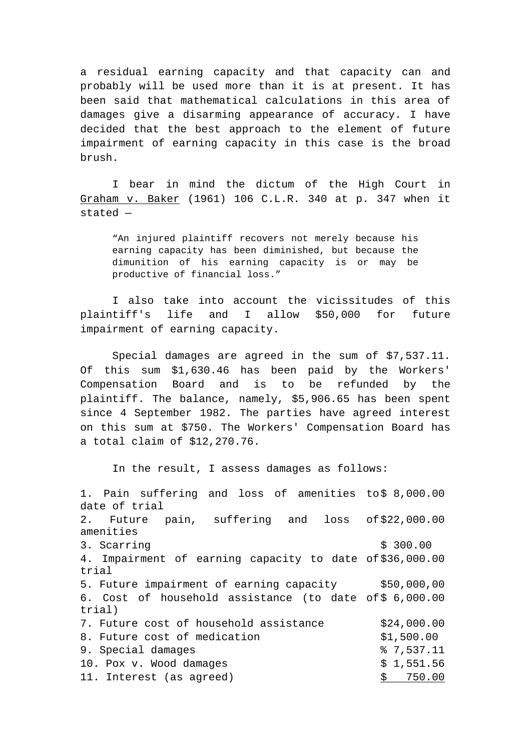a residual earning capacity and that capacity can and probably will be used more than it is at present. It has been said that mathematical calculations in this area of damages give a disarming appearance of accuracy. I have decided that the best approach to the element of future impairment of earning capacity in this case is the broad brush.

I bear in mind the dictum of the High Court in Graham v. Baker (1961) 106 C.L.R. 340 at p. 347 when it stated —

> "An injured plaintiff recovers not merely because his earning capacity has been diminished, but because the dimunition of his earning capacity is or may be productive of financial loss."

I also take into account the vicissitudes of this plaintiff's life and I allow $50,000 for future impairment of earning capacity.

Special damages are agreed in the sum of $7,537.11. Of this sum $1,630.46 has been paid by the Workers' Compensation Board and is to be refunded by the plaintiff. The balance, namely, $5,906.65 has been spent since 4 September 1982. The parties have agreed interest on this sum at $750. The Workers' Compensation Board has a total claim of $12,270.76.

In the result, I assess damages as follows:

| | |
|---|---|
| 1. Pain suffering and loss of amenities to date of trial | $ 8,000.00 |
| 2. Future pain, suffering and loss of amenities | $22,000.00 |
| 3. Scarring | $ 300.00 |
| 4. Impairment of earning capacity to date of trial | $36,000.00 |
| 5. Future impairment of earning capacity | $50,000,00 |
| 6. Cost of household assistance (to date of trial) | $ 6,000.00 |
| 7. Future cost of household assistance | $24,000.00 |
| 8. Future cost of medication | $1,500.00 |
| 9. Special damages | % 7,537.11 |
| 10. Pox v. Wood damages | $ 1,551.56 |
| 11. Interest (as agreed) | $ 750.00 |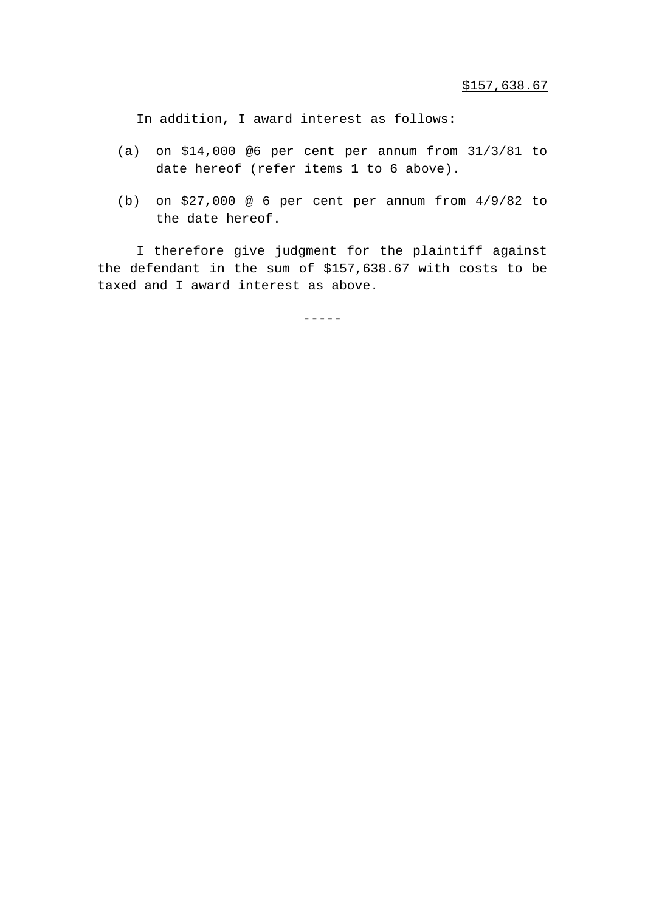$157,638.67

In addition, I award interest as follows:

(a) on $14,000 @6 per cent per annum from 31/3/81 to date hereof (refer items 1 to 6 above).

(b) on $27,000 @ 6 per cent per annum from 4/9/82 to the date hereof.

I therefore give judgment for the plaintiff against the defendant in the sum of $157,638.67 with costs to be taxed and I award interest as above.

-----